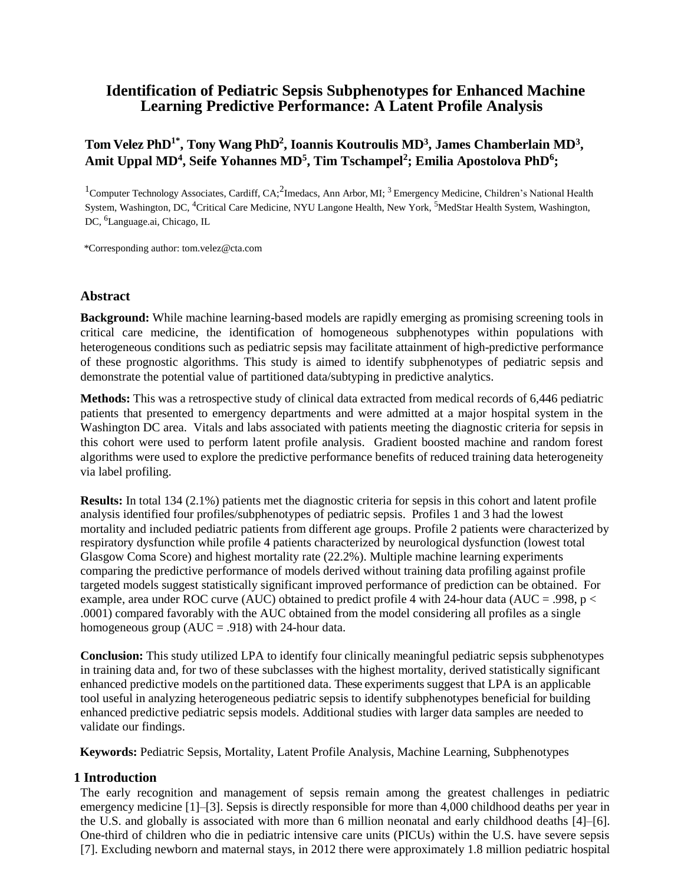# Identification of Pediatric Sepsis Subphenotypes for Enhanced Machine Learning Predictive Performance: A Latent Profile Analysis

**Tom Velez PhD[1*], Tony Wang PhD[2], Ioannis Koutroulis MD[3], James Chamberlain MD[3], Amit Uppal MD[4], Seife Yohannes MD[5], Tim Tschampel[2]; Emilia Apostolova PhD[6];**

[1]Computer Technology Associates, Cardiff, CA; [2]Imedacs, Ann Arbor, MI; [3] Emergency Medicine, Children's National Health System, Washington, DC, [4]Critical Care Medicine, NYU Langone Health, New York, [5]MedStar Health System, Washington, DC, [6]Language.ai, Chicago, IL

*Corresponding author: tom.velez@cta.com

## Abstract

**Background:** While machine learning-based models are rapidly emerging as promising screening tools in critical care medicine, the identification of homogeneous subphenotypes within populations with heterogeneous conditions such as pediatric sepsis may facilitate attainment of high-predictive performance of these prognostic algorithms. This study is aimed to identify subphenotypes of pediatric sepsis and demonstrate the potential value of partitioned data/subtyping in predictive analytics.

**Methods:** This was a retrospective study of clinical data extracted from medical records of 6,446 pediatric patients that presented to emergency departments and were admitted at a major hospital system in the Washington DC area. Vitals and labs associated with patients meeting the diagnostic criteria for sepsis in this cohort were used to perform latent profile analysis. Gradient boosted machine and random forest algorithms were used to explore the predictive performance benefits of reduced training data heterogeneity via label profiling.

**Results:** In total 134 (2.1%) patients met the diagnostic criteria for sepsis in this cohort and latent profile analysis identified four profiles/subphenotypes of pediatric sepsis. Profiles 1 and 3 had the lowest mortality and included pediatric patients from different age groups. Profile 2 patients were characterized by respiratory dysfunction while profile 4 patients characterized by neurological dysfunction (lowest total Glasgow Coma Score) and highest mortality rate (22.2%). Multiple machine learning experiments comparing the predictive performance of models derived without training data profiling against profile targeted models suggest statistically significant improved performance of prediction can be obtained. For example, area under ROC curve (AUC) obtained to predict profile 4 with 24-hour data (AUC = .998, $p < .0001$) compared favorably with the AUC obtained from the model considering all profiles as a single homogeneous group (AUC = .918) with 24-hour data.

**Conclusion:** This study utilized LPA to identify four clinically meaningful pediatric sepsis subphenotypes in training data and, for two of these subclasses with the highest mortality, derived statistically significant enhanced predictive models on the partitioned data. These experiments suggest that LPA is an applicable tool useful in analyzing heterogeneous pediatric sepsis to identify subphenotypes beneficial for building enhanced predictive pediatric sepsis models. Additional studies with larger data samples are needed to validate our findings.

**Keywords:** Pediatric Sepsis, Mortality, Latent Profile Analysis, Machine Learning, Subphenotypes

## 1 Introduction

The early recognition and management of sepsis remain among the greatest challenges in pediatric emergency medicine [1]–[3]. Sepsis is directly responsible for more than 4,000 childhood deaths per year in the U.S. and globally is associated with more than 6 million neonatal and early childhood deaths [4]–[6]. One-third of children who die in pediatric intensive care units (PICUs) within the U.S. have severe sepsis [7]. Excluding newborn and maternal stays, in 2012 there were approximately 1.8 million pediatric hospital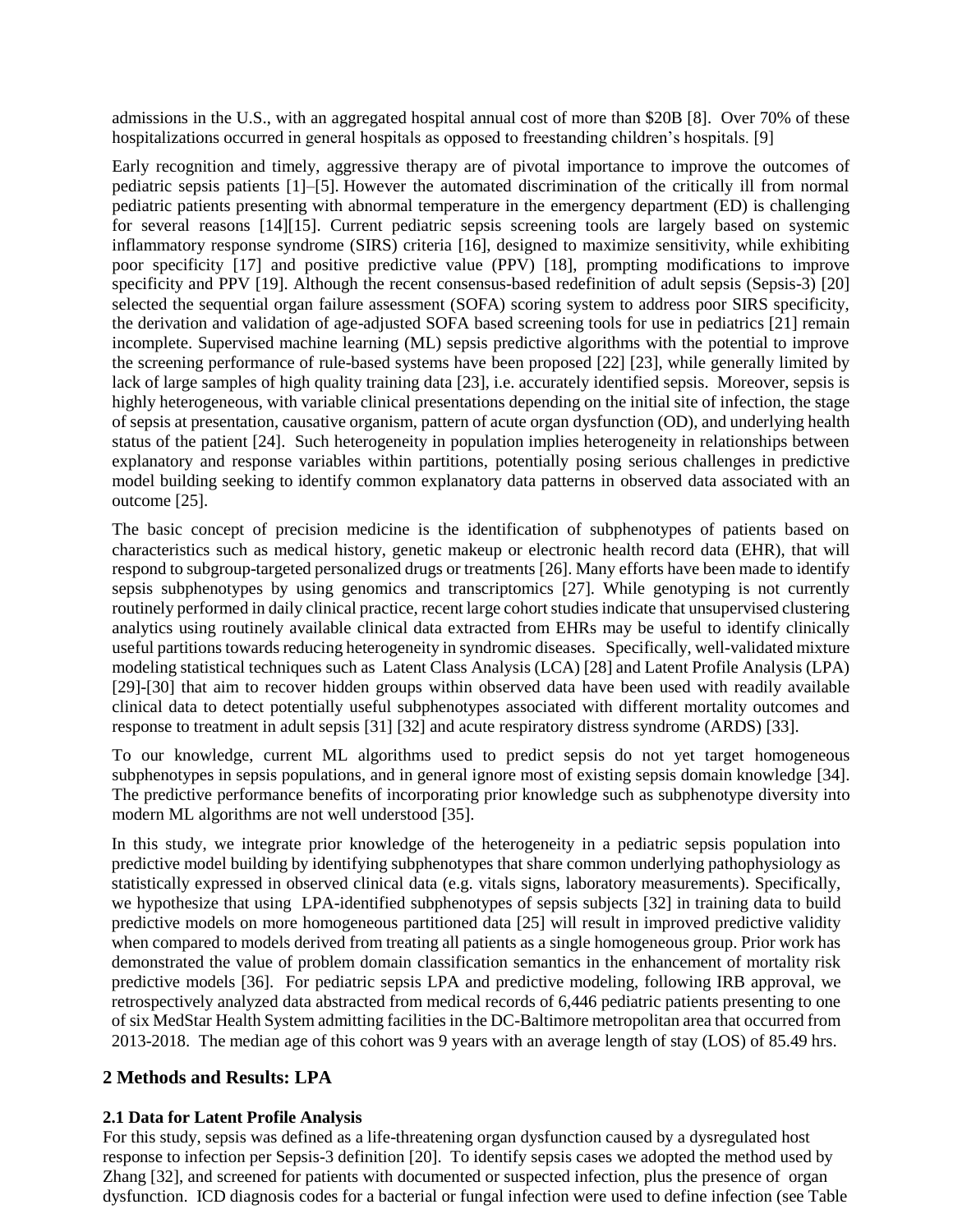admissions in the U.S., with an aggregated hospital annual cost of more than $20B [8]. Over 70% of these hospitalizations occurred in general hospitals as opposed to freestanding children's hospitals. [9]

Early recognition and timely, aggressive therapy are of pivotal importance to improve the outcomes of pediatric sepsis patients [1]–[5]. However the automated discrimination of the critically ill from normal pediatric patients presenting with abnormal temperature in the emergency department (ED) is challenging for several reasons [14][15]. Current pediatric sepsis screening tools are largely based on systemic inflammatory response syndrome (SIRS) criteria [16], designed to maximize sensitivity, while exhibiting poor specificity [17] and positive predictive value (PPV) [18], prompting modifications to improve specificity and PPV [19]. Although the recent consensus-based redefinition of adult sepsis (Sepsis-3) [20] selected the sequential organ failure assessment (SOFA) scoring system to address poor SIRS specificity, the derivation and validation of age-adjusted SOFA based screening tools for use in pediatrics [21] remain incomplete. Supervised machine learning (ML) sepsis predictive algorithms with the potential to improve the screening performance of rule-based systems have been proposed [22] [23], while generally limited by lack of large samples of high quality training data [23], i.e. accurately identified sepsis. Moreover, sepsis is highly heterogeneous, with variable clinical presentations depending on the initial site of infection, the stage of sepsis at presentation, causative organism, pattern of acute organ dysfunction (OD), and underlying health status of the patient [24]. Such heterogeneity in population implies heterogeneity in relationships between explanatory and response variables within partitions, potentially posing serious challenges in predictive model building seeking to identify common explanatory data patterns in observed data associated with an outcome [25].

The basic concept of precision medicine is the identification of subphenotypes of patients based on characteristics such as medical history, genetic makeup or electronic health record data (EHR), that will respond to subgroup-targeted personalized drugs or treatments [26]. Many efforts have been made to identify sepsis subphenotypes by using genomics and transcriptomics [27]. While genotyping is not currently routinely performed in daily clinical practice, recent large cohort studies indicate that unsupervised clustering analytics using routinely available clinical data extracted from EHRs may be useful to identify clinically useful partitions towards reducing heterogeneity in syndromic diseases. Specifically, well-validated mixture modeling statistical techniques such as Latent Class Analysis (LCA) [28] and Latent Profile Analysis (LPA) [29]-[30] that aim to recover hidden groups within observed data have been used with readily available clinical data to detect potentially useful subphenotypes associated with different mortality outcomes and response to treatment in adult sepsis [31] [32] and acute respiratory distress syndrome (ARDS) [33].

To our knowledge, current ML algorithms used to predict sepsis do not yet target homogeneous subphenotypes in sepsis populations, and in general ignore most of existing sepsis domain knowledge [34]. The predictive performance benefits of incorporating prior knowledge such as subphenotype diversity into modern ML algorithms are not well understood [35].

In this study, we integrate prior knowledge of the heterogeneity in a pediatric sepsis population into predictive model building by identifying subphenotypes that share common underlying pathophysiology as statistically expressed in observed clinical data (e.g. vitals signs, laboratory measurements). Specifically, we hypothesize that using LPA-identified subphenotypes of sepsis subjects [32] in training data to build predictive models on more homogeneous partitioned data [25] will result in improved predictive validity when compared to models derived from treating all patients as a single homogeneous group. Prior work has demonstrated the value of problem domain classification semantics in the enhancement of mortality risk predictive models [36]. For pediatric sepsis LPA and predictive modeling, following IRB approval, we retrospectively analyzed data abstracted from medical records of 6,446 pediatric patients presenting to one of six MedStar Health System admitting facilities in the DC-Baltimore metropolitan area that occurred from 2013-2018. The median age of this cohort was 9 years with an average length of stay (LOS) of 85.49 hrs.

## 2 Methods and Results: LPA

### 2.1 Data for Latent Profile Analysis

For this study, sepsis was defined as a life-threatening organ dysfunction caused by a dysregulated host response to infection per Sepsis-3 definition [20]. To identify sepsis cases we adopted the method used by Zhang [32], and screened for patients with documented or suspected infection, plus the presence of organ dysfunction. ICD diagnosis codes for a bacterial or fungal infection were used to define infection (see Table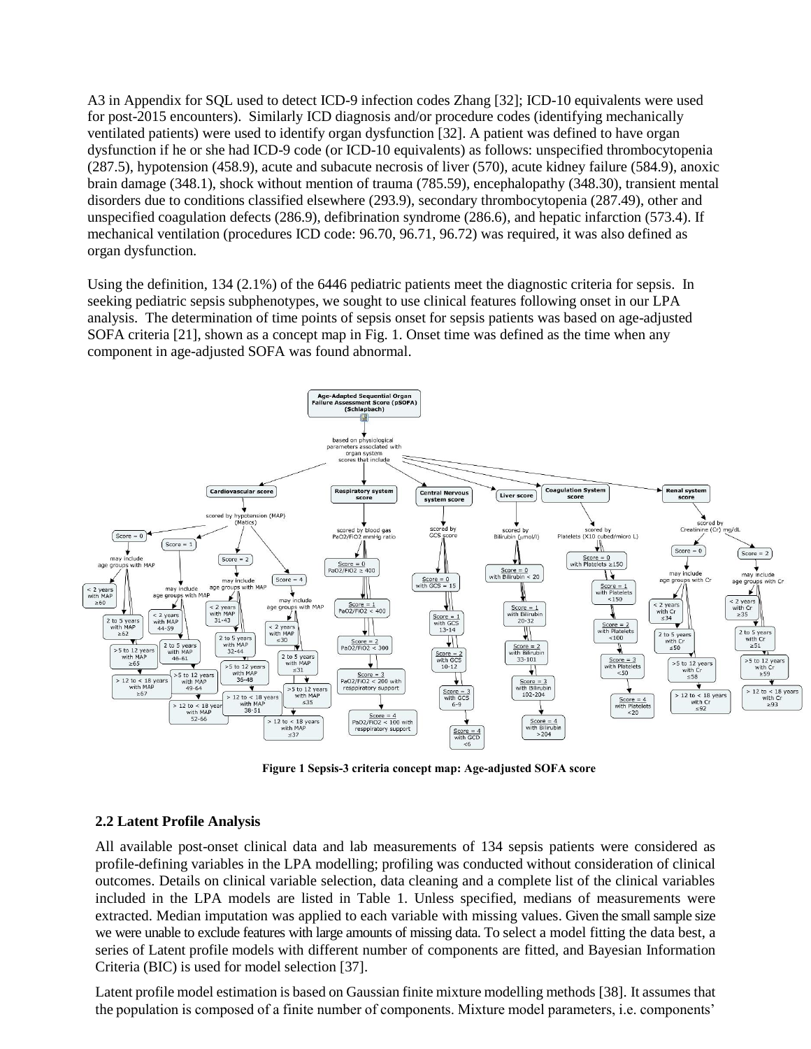A3 in Appendix for SQL used to detect ICD-9 infection codes Zhang [32]; ICD-10 equivalents were used for post-2015 encounters). Similarly ICD diagnosis and/or procedure codes (identifying mechanically ventilated patients) were used to identify organ dysfunction [32]. A patient was defined to have organ dysfunction if he or she had ICD-9 code (or ICD-10 equivalents) as follows: unspecified thrombocytopenia (287.5), hypotension (458.9), acute and subacute necrosis of liver (570), acute kidney failure (584.9), anoxic brain damage (348.1), shock without mention of trauma (785.59), encephalopathy (348.30), transient mental disorders due to conditions classified elsewhere (293.9), secondary thrombocytopenia (287.49), other and unspecified coagulation defects (286.9), defibrination syndrome (286.6), and hepatic infarction (573.4). If mechanical ventilation (procedures ICD code: 96.70, 96.71, 96.72) was required, it was also defined as organ dysfunction.

Using the definition, 134 (2.1%) of the 6446 pediatric patients meet the diagnostic criteria for sepsis. In seeking pediatric sepsis subphenotypes, we sought to use clinical features following onset in our LPA analysis. The determination of time points of sepsis onset for sepsis patients was based on age-adjusted SOFA criteria [21], shown as a concept map in Fig. 1. Onset time was defined as the time when any component in age-adjusted SOFA was found abnormal.

**Figure 1 Sepsis-3 criteria concept map: Age-adjusted SOFA score**

### 2.2 Latent Profile Analysis

All available post-onset clinical data and lab measurements of 134 sepsis patients were considered as profile-defining variables in the LPA modelling; profiling was conducted without consideration of clinical outcomes. Details on clinical variable selection, data cleaning and a complete list of the clinical variables included in the LPA models are listed in Table 1. Unless specified, medians of measurements were extracted. Median imputation was applied to each variable with missing values. Given the small sample size we were unable to exclude features with large amounts of missing data. To select a model fitting the data best, a series of Latent profile models with different number of components are fitted, and Bayesian Information Criteria (BIC) is used for model selection [37].

Latent profile model estimation is based on Gaussian finite mixture modelling methods [38]. It assumes that the population is composed of a finite number of components. Mixture model parameters, i.e. components'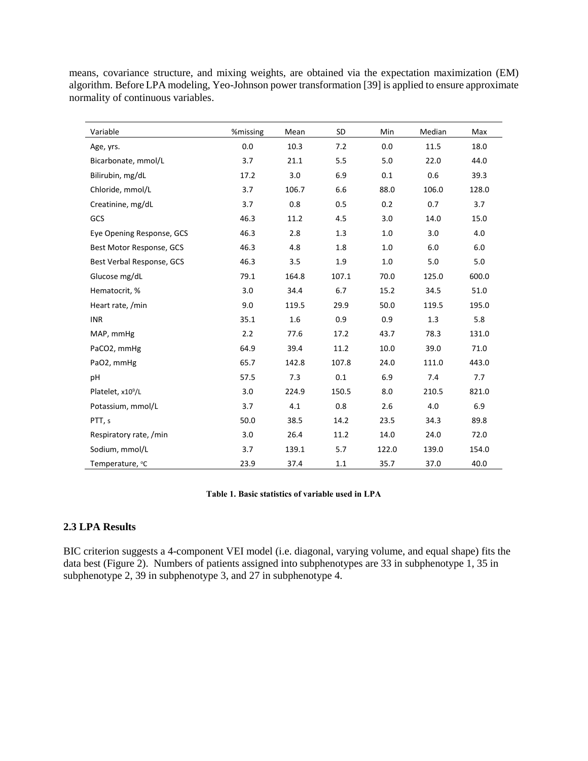means, covariance structure, and mixing weights, are obtained via the expectation maximization (EM) algorithm. Before LPA modeling, Yeo-Johnson power transformation [39] is applied to ensure approximate normality of continuous variables.

| Variable | %missing | Mean | SD | Min | Median | Max |
|---|---|---|---|---|---|---|
| Age, yrs. | 0.0 | 10.3 | 7.2 | 0.0 | 11.5 | 18.0 |
| Bicarbonate, mmol/L | 3.7 | 21.1 | 5.5 | 5.0 | 22.0 | 44.0 |
| Bilirubin, mg/dL | 17.2 | 3.0 | 6.9 | 0.1 | 0.6 | 39.3 |
| Chloride, mmol/L | 3.7 | 106.7 | 6.6 | 88.0 | 106.0 | 128.0 |
| Creatinine, mg/dL | 3.7 | 0.8 | 0.5 | 0.2 | 0.7 | 3.7 |
| GCS | 46.3 | 11.2 | 4.5 | 3.0 | 14.0 | 15.0 |
| Eye Opening Response, GCS | 46.3 | 2.8 | 1.3 | 1.0 | 3.0 | 4.0 |
| Best Motor Response, GCS | 46.3 | 4.8 | 1.8 | 1.0 | 6.0 | 6.0 |
| Best Verbal Response, GCS | 46.3 | 3.5 | 1.9 | 1.0 | 5.0 | 5.0 |
| Glucose mg/dL | 79.1 | 164.8 | 107.1 | 70.0 | 125.0 | 600.0 |
| Hematocrit, % | 3.0 | 34.4 | 6.7 | 15.2 | 34.5 | 51.0 |
| Heart rate, /min | 9.0 | 119.5 | 29.9 | 50.0 | 119.5 | 195.0 |
| INR | 35.1 | 1.6 | 0.9 | 0.9 | 1.3 | 5.8 |
| MAP, mmHg | 2.2 | 77.6 | 17.2 | 43.7 | 78.3 | 131.0 |
| PaCO2, mmHg | 64.9 | 39.4 | 11.2 | 10.0 | 39.0 | 71.0 |
| PaO2, mmHg | 65.7 | 142.8 | 107.8 | 24.0 | 111.0 | 443.0 |
| pH | 57.5 | 7.3 | 0.1 | 6.9 | 7.4 | 7.7 |
| Platelet, $x10^9$/L | 3.0 | 224.9 | 150.5 | 8.0 | 210.5 | 821.0 |
| Potassium, mmol/L | 3.7 | 4.1 | 0.8 | 2.6 | 4.0 | 6.9 |
| PTT, s | 50.0 | 38.5 | 14.2 | 23.5 | 34.3 | 89.8 |
| Respiratory rate, /min | 3.0 | 26.4 | 11.2 | 14.0 | 24.0 | 72.0 |
| Sodium, mmol/L | 3.7 | 139.1 | 5.7 | 122.0 | 139.0 | 154.0 |
| Temperature, °C | 23.9 | 37.4 | 1.1 | 35.7 | 37.0 | 40.0 |

**Table 1. Basic statistics of variable used in LPA**

### 2.3 LPA Results

BIC criterion suggests a 4-component VEI model (i.e. diagonal, varying volume, and equal shape) fits the data best (Figure 2). Numbers of patients assigned into subphenotypes are 33 in subphenotype 1, 35 in subphenotype 2, 39 in subphenotype 3, and 27 in subphenotype 4.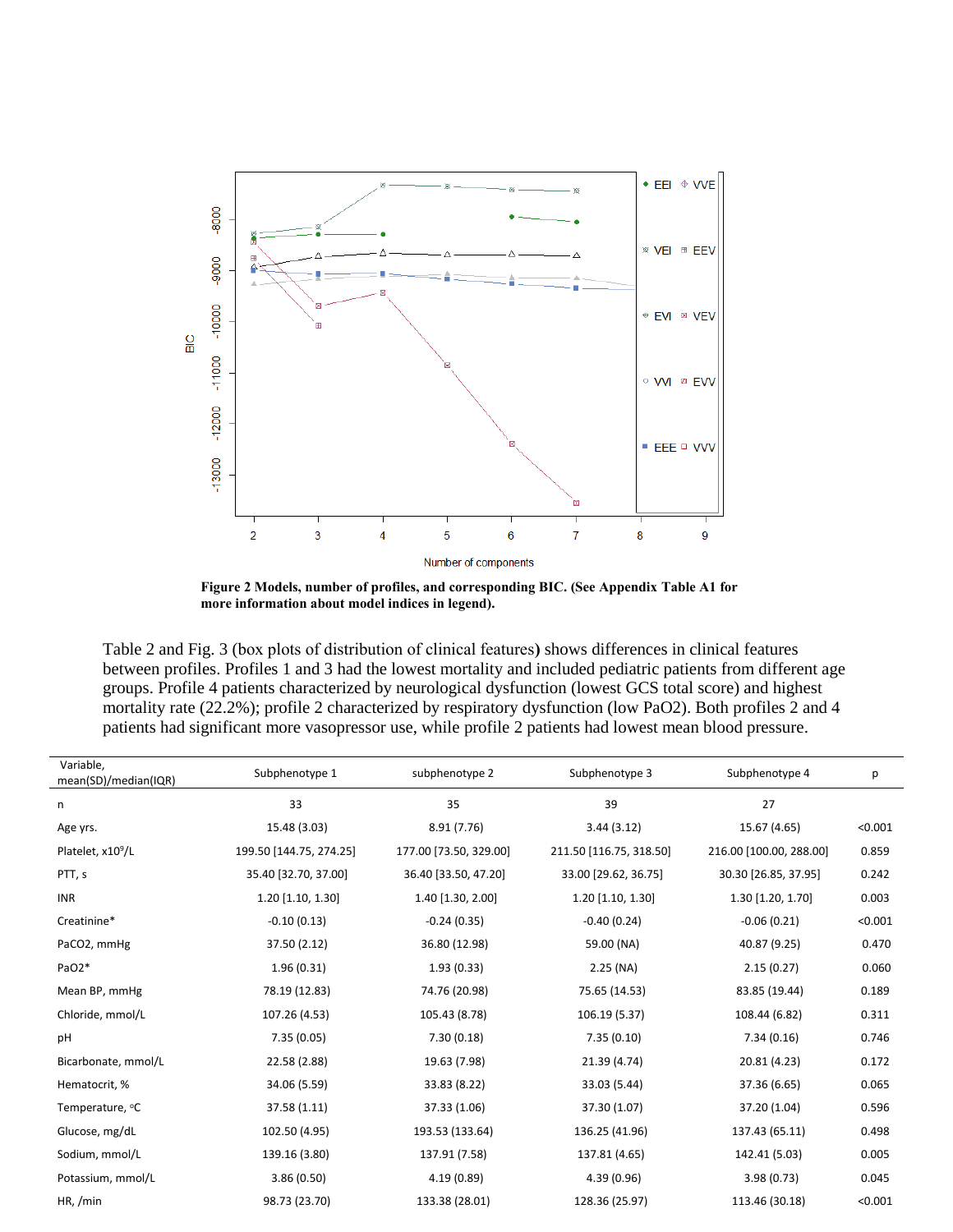**Figure 2 Models, number of profiles, and corresponding BIC. (See Appendix Table A1 for more information about model indices in legend).**

Table 2 and Fig. 3 (box plots of distribution of clinical features**)** shows differences in clinical features between profiles. Profiles 1 and 3 had the lowest mortality and included pediatric patients from different age groups. Profile 4 patients characterized by neurological dysfunction (lowest GCS total score) and highest mortality rate (22.2%); profile 2 characterized by respiratory dysfunction (low PaO2). Both profiles 2 and 4 patients had significant more vasopressor use, while profile 2 patients had lowest mean blood pressure.

| Variable, mean(SD)/median(IQR) | Subphenotype 1 | subphenotype 2 | Subphenotype 3 | Subphenotype 4 | p |
|---|---|---|---|---|---|
| n | 33 | 35 | 39 | 27 | |
| Age yrs. | 15.48 (3.03) | 8.91 (7.76) | 3.44 (3.12) | 15.67 (4.65) | <0.001 |
| Platelet, x10$^9$/L | 199.50 [144.75, 274.25] | 177.00 [73.50, 329.00] | 211.50 [116.75, 318.50] | 216.00 [100.00, 288.00] | 0.859 |
| PTT, s | 35.40 [32.70, 37.00] | 36.40 [33.50, 47.20] | 33.00 [29.62, 36.75] | 30.30 [26.85, 37.95] | 0.242 |
| INR | 1.20 [1.10, 1.30] | 1.40 [1.30, 2.00] | 1.20 [1.10, 1.30] | 1.30 [1.20, 1.70] | 0.003 |
| Creatinine* | -0.10 (0.13) | -0.24 (0.35) | -0.40 (0.24) | -0.06 (0.21) | <0.001 |
| PaCO2, mmHg | 37.50 (2.12) | 36.80 (12.98) | 59.00 (NA) | 40.87 (9.25) | 0.470 |
| PaO2* | 1.96 (0.31) | 1.93 (0.33) | 2.25 (NA) | 2.15 (0.27) | 0.060 |
| Mean BP, mmHg | 78.19 (12.83) | 74.76 (20.98) | 75.65 (14.53) | 83.85 (19.44) | 0.189 |
| Chloride, mmol/L | 107.26 (4.53) | 105.43 (8.78) | 106.19 (5.37) | 108.44 (6.82) | 0.311 |
| pH | 7.35 (0.05) | 7.30 (0.18) | 7.35 (0.10) | 7.34 (0.16) | 0.746 |
| Bicarbonate, mmol/L | 22.58 (2.88) | 19.63 (7.98) | 21.39 (4.74) | 20.81 (4.23) | 0.172 |
| Hematocrit, % | 34.06 (5.59) | 33.83 (8.22) | 33.03 (5.44) | 37.36 (6.65) | 0.065 |
| Temperature, °C | 37.58 (1.11) | 37.33 (1.06) | 37.30 (1.07) | 37.20 (1.04) | 0.596 |
| Glucose, mg/dL | 102.50 (4.95) | 193.53 (133.64) | 136.25 (41.96) | 137.43 (65.11) | 0.498 |
| Sodium, mmol/L | 139.16 (3.80) | 137.91 (7.58) | 137.81 (4.65) | 142.41 (5.03) | 0.005 |
| Potassium, mmol/L | 3.86 (0.50) | 4.19 (0.89) | 4.39 (0.96) | 3.98 (0.73) | 0.045 |
| HR, /min | 98.73 (23.70) | 133.38 (28.01) | 128.36 (25.97) | 113.46 (30.18) | <0.001 |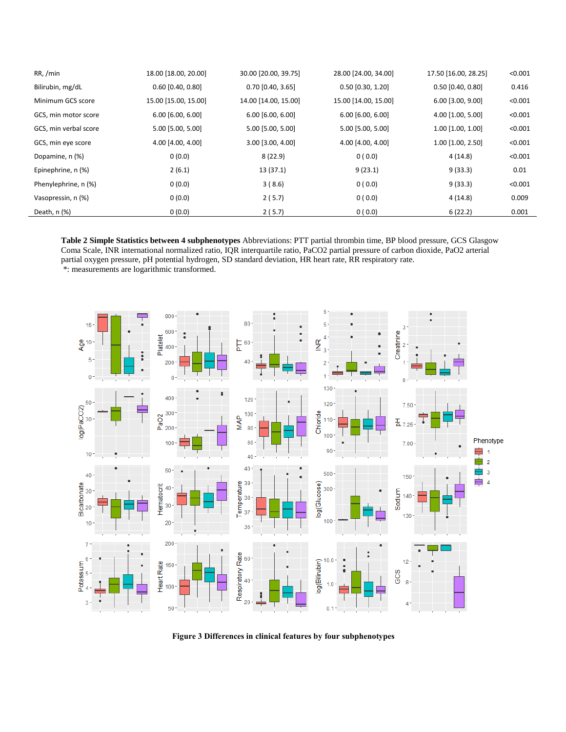| | | | | | |
|---|---|---|---|---|---|
| RR, /min | 18.00 [18.00, 20.00] | 30.00 [20.00, 39.75] | 28.00 [24.00, 34.00] | 17.50 [16.00, 28.25] | <0.001 |
| Bilirubin, mg/dL | 0.60 [0.40, 0.80] | 0.70 [0.40, 3.65] | 0.50 [0.30, 1.20] | 0.50 [0.40, 0.80] | 0.416 |
| Minimum GCS score | 15.00 [15.00, 15.00] | 14.00 [14.00, 15.00] | 15.00 [14.00, 15.00] | 6.00 [3.00, 9.00] | <0.001 |
| GCS, min motor score | 6.00 [6.00, 6.00] | 6.00 [6.00, 6.00] | 6.00 [6.00, 6.00] | 4.00 [1.00, 5.00] | <0.001 |
| GCS, min verbal score | 5.00 [5.00, 5.00] | 5.00 [5.00, 5.00] | 5.00 [5.00, 5.00] | 1.00 [1.00, 1.00] | <0.001 |
| GCS, min eye score | 4.00 [4.00, 4.00] | 3.00 [3.00, 4.00] | 4.00 [4.00, 4.00] | 1.00 [1.00, 2.50] | <0.001 |
| Dopamine, n (%) | 0 (0.0) | 8 (22.9) | 0 ( 0.0) | 4 (14.8) | <0.001 |
| Epinephrine, n (%) | 2 (6.1) | 13 (37.1) | 9 (23.1) | 9 (33.3) | 0.01 |
| Phenylephrine, n (%) | 0 (0.0) | 3 ( 8.6) | 0 ( 0.0) | 9 (33.3) | <0.001 |
| Vasopressin, n (%) | 0 (0.0) | 2 ( 5.7) | 0 ( 0.0) | 4 (14.8) | 0.009 |
| Death, n (%) | 0 (0.0) | 2 ( 5.7) | 0 ( 0.0) | 6 (22.2) | 0.001 |

**Table 2 Simple Statistics between 4 subphenotypes** Abbreviations: PTT partial thrombin time, BP blood pressure, GCS Glasgow Coma Scale, INR international normalized ratio, IQR interquartile ratio, PaCO2 partial pressure of carbon dioxide, PaO2 arterial partial oxygen pressure, pH potential hydrogen, SD standard deviation, HR heart rate, RR respiratory rate.
*: measurements are logarithmic transformed.

**Figure 3 Differences in clinical features by four subphenotypes**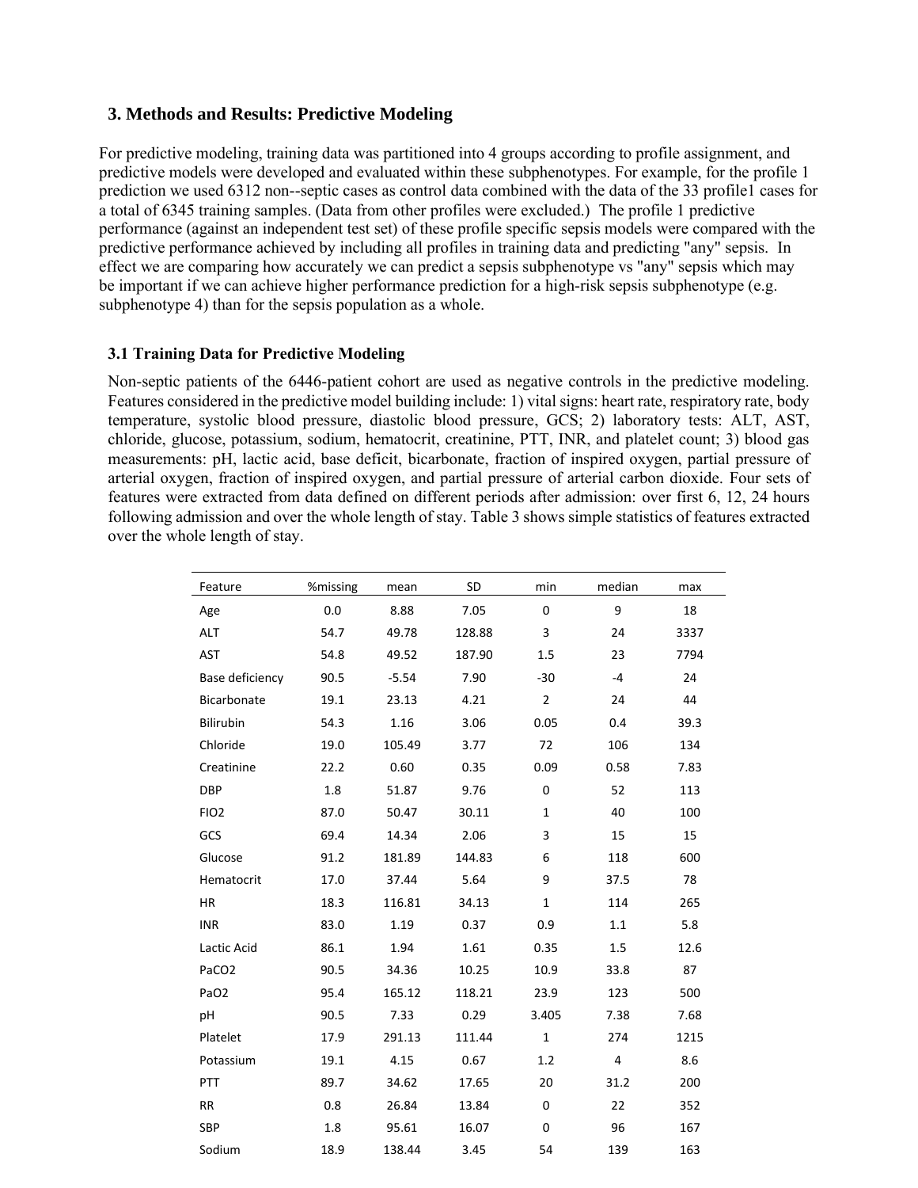## 3. Methods and Results: Predictive Modeling

For predictive modeling, training data was partitioned into 4 groups according to profile assignment, and predictive models were developed and evaluated within these subphenotypes. For example, for the profile 1 prediction we used 6312 non--septic cases as control data combined with the data of the 33 profile1 cases for a total of 6345 training samples. (Data from other profiles were excluded.) The profile 1 predictive performance (against an independent test set) of these profile specific sepsis models were compared with the predictive performance achieved by including all profiles in training data and predicting "any" sepsis. In effect we are comparing how accurately we can predict a sepsis subphenotype vs "any" sepsis which may be important if we can achieve higher performance prediction for a high-risk sepsis subphenotype (e.g. subphenotype 4) than for the sepsis population as a whole.

### 3.1 Training Data for Predictive Modeling

Non-septic patients of the 6446-patient cohort are used as negative controls in the predictive modeling. Features considered in the predictive model building include: 1) vital signs: heart rate, respiratory rate, body temperature, systolic blood pressure, diastolic blood pressure, GCS; 2) laboratory tests: ALT, AST, chloride, glucose, potassium, sodium, hematocrit, creatinine, PTT, INR, and platelet count; 3) blood gas measurements: pH, lactic acid, base deficit, bicarbonate, fraction of inspired oxygen, partial pressure of arterial oxygen, fraction of inspired oxygen, and partial pressure of arterial carbon dioxide. Four sets of features were extracted from data defined on different periods after admission: over first 6, 12, 24 hours following admission and over the whole length of stay. Table 3 shows simple statistics of features extracted over the whole length of stay.

| Feature | %missing | mean | SD | min | median | max |
|---|---|---|---|---|---|---|
| Age | 0.0 | 8.88 | 7.05 | 0 | 9 | 18 |
| ALT | 54.7 | 49.78 | 128.88 | 3 | 24 | 3337 |
| AST | 54.8 | 49.52 | 187.90 | 1.5 | 23 | 7794 |
| Base deficiency | 90.5 | -5.54 | 7.90 | -30 | -4 | 24 |
| Bicarbonate | 19.1 | 23.13 | 4.21 | 2 | 24 | 44 |
| Bilirubin | 54.3 | 1.16 | 3.06 | 0.05 | 0.4 | 39.3 |
| Chloride | 19.0 | 105.49 | 3.77 | 72 | 106 | 134 |
| Creatinine | 22.2 | 0.60 | 0.35 | 0.09 | 0.58 | 7.83 |
| DBP | 1.8 | 51.87 | 9.76 | 0 | 52 | 113 |
| FIO2 | 87.0 | 50.47 | 30.11 | 1 | 40 | 100 |
| GCS | 69.4 | 14.34 | 2.06 | 3 | 15 | 15 |
| Glucose | 91.2 | 181.89 | 144.83 | 6 | 118 | 600 |
| Hematocrit | 17.0 | 37.44 | 5.64 | 9 | 37.5 | 78 |
| HR | 18.3 | 116.81 | 34.13 | 1 | 114 | 265 |
| INR | 83.0 | 1.19 | 0.37 | 0.9 | 1.1 | 5.8 |
| Lactic Acid | 86.1 | 1.94 | 1.61 | 0.35 | 1.5 | 12.6 |
| PaCO2 | 90.5 | 34.36 | 10.25 | 10.9 | 33.8 | 87 |
| PaO2 | 95.4 | 165.12 | 118.21 | 23.9 | 123 | 500 |
| pH | 90.5 | 7.33 | 0.29 | 3.405 | 7.38 | 7.68 |
| Platelet | 17.9 | 291.13 | 111.44 | 1 | 274 | 1215 |
| Potassium | 19.1 | 4.15 | 0.67 | 1.2 | 4 | 8.6 |
| PTT | 89.7 | 34.62 | 17.65 | 20 | 31.2 | 200 |
| RR | 0.8 | 26.84 | 13.84 | 0 | 22 | 352 |
| SBP | 1.8 | 95.61 | 16.07 | 0 | 96 | 167 |
| Sodium | 18.9 | 138.44 | 3.45 | 54 | 139 | 163 |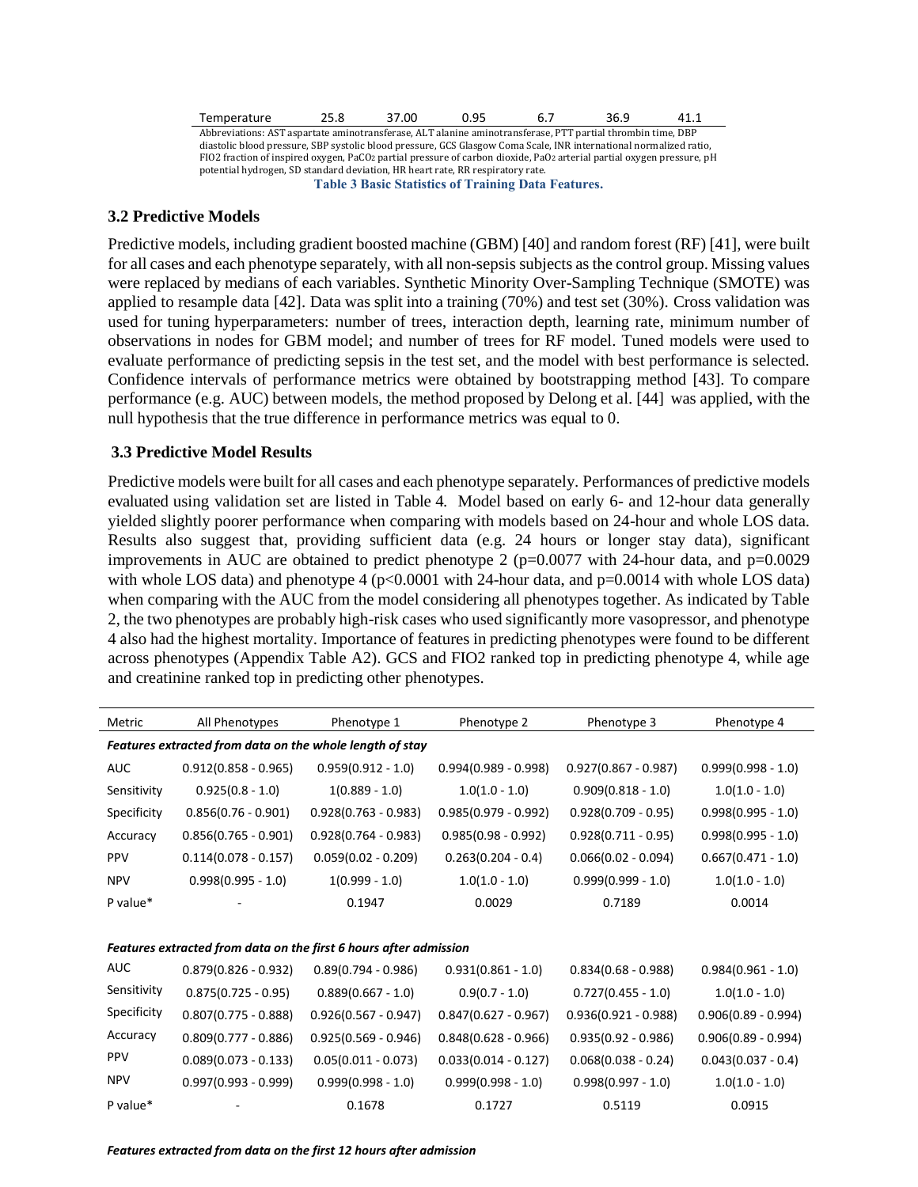| Temperature | 25.8 | 37.00 | 0.95 | 6.7 | 36.9 | 41.1 |
|---|---|---|---|---|---|---|

Abbreviations: AST aspartate aminotransferase, ALT alanine aminotransferase, PTT partial thrombin time, DBP diastolic blood pressure, SBP systolic blood pressure, GCS Glasgow Coma Scale, INR international normalized ratio, FIO2 fraction of inspired oxygen, $PaCO_2$ partial pressure of carbon dioxide, $PaO_2$ arterial partial oxygen pressure, pH potential hydrogen, SD standard deviation, HR heart rate, RR respiratory rate.

**Table 3 Basic Statistics of Training Data Features.**

### 3.2 Predictive Models

Predictive models, including gradient boosted machine (GBM) [40] and random forest (RF) [41], were built for all cases and each phenotype separately, with all non-sepsis subjects as the control group. Missing values were replaced by medians of each variables. Synthetic Minority Over-Sampling Technique (SMOTE) was applied to resample data [42]. Data was split into a training (70%) and test set (30%). Cross validation was used for tuning hyperparameters: number of trees, interaction depth, learning rate, minimum number of observations in nodes for GBM model; and number of trees for RF model. Tuned models were used to evaluate performance of predicting sepsis in the test set, and the model with best performance is selected. Confidence intervals of performance metrics were obtained by bootstrapping method [43]. To compare performance (e.g. AUC) between models, the method proposed by Delong et al. [44] was applied, with the null hypothesis that the true difference in performance metrics was equal to 0.

### 3.3 Predictive Model Results

Predictive models were built for all cases and each phenotype separately. Performances of predictive models evaluated using validation set are listed in Table 4. Model based on early 6- and 12-hour data generally yielded slightly poorer performance when comparing with models based on 24-hour and whole LOS data. Results also suggest that, providing sufficient data (e.g. 24 hours or longer stay data), significant improvements in AUC are obtained to predict phenotype 2 ($p=0.0077$ with 24-hour data, and $p=0.0029$ with whole LOS data) and phenotype 4 ($p<0.0001$ with 24-hour data, and $p=0.0014$ with whole LOS data) when comparing with the AUC from the model considering all phenotypes together. As indicated by Table 2, the two phenotypes are probably high-risk cases who used significantly more vasopressor, and phenotype 4 also had the highest mortality. Importance of features in predicting phenotypes were found to be different across phenotypes (Appendix Table A2). GCS and FIO2 ranked top in predicting phenotype 4, while age and creatinine ranked top in predicting other phenotypes.

| Metric | All Phenotypes | Phenotype 1 | Phenotype 2 | Phenotype 3 | Phenotype 4 |
|---|---|---|---|---|---|
| ***Features extracted from data on the whole length of stay*** | | | | | |
| AUC | 0.912(0.858 - 0.965) | 0.959(0.912 - 1.0) | 0.994(0.989 - 0.998) | 0.927(0.867 - 0.987) | 0.999(0.998 - 1.0) |
| Sensitivity | 0.925(0.8 - 1.0) | 1(0.889 - 1.0) | 1.0(1.0 - 1.0) | 0.909(0.818 - 1.0) | 1.0(1.0 - 1.0) |
| Specificity | 0.856(0.76 - 0.901) | 0.928(0.763 - 0.983) | 0.985(0.979 - 0.992) | 0.928(0.709 - 0.95) | 0.998(0.995 - 1.0) |
| Accuracy | 0.856(0.765 - 0.901) | 0.928(0.764 - 0.983) | 0.985(0.98 - 0.992) | 0.928(0.711 - 0.95) | 0.998(0.995 - 1.0) |
| PPV | 0.114(0.078 - 0.157) | 0.059(0.02 - 0.209) | 0.263(0.204 - 0.4) | 0.066(0.02 - 0.094) | 0.667(0.471 - 1.0) |
| NPV | 0.998(0.995 - 1.0) | 1(0.999 - 1.0) | 1.0(1.0 - 1.0) | 0.999(0.999 - 1.0) | 1.0(1.0 - 1.0) |
| P value* | - | 0.1947 | 0.0029 | 0.7189 | 0.0014 |
| ***Features extracted from data on the first 6 hours after admission*** | | | | | |
| AUC | 0.879(0.826 - 0.932) | 0.89(0.794 - 0.986) | 0.931(0.861 - 1.0) | 0.834(0.68 - 0.988) | 0.984(0.961 - 1.0) |
| Sensitivity | 0.875(0.725 - 0.95) | 0.889(0.667 - 1.0) | 0.9(0.7 - 1.0) | 0.727(0.455 - 1.0) | 1.0(1.0 - 1.0) |
| Specificity | 0.807(0.775 - 0.888) | 0.926(0.567 - 0.947) | 0.847(0.627 - 0.967) | 0.936(0.921 - 0.988) | 0.906(0.89 - 0.994) |
| Accuracy | 0.809(0.777 - 0.886) | 0.925(0.569 - 0.946) | 0.848(0.628 - 0.966) | 0.935(0.92 - 0.986) | 0.906(0.89 - 0.994) |
| PPV | 0.089(0.073 - 0.133) | 0.05(0.011 - 0.073) | 0.033(0.014 - 0.127) | 0.068(0.038 - 0.24) | 0.043(0.037 - 0.4) |
| NPV | 0.997(0.993 - 0.999) | 0.999(0.998 - 1.0) | 0.999(0.998 - 1.0) | 0.998(0.997 - 1.0) | 1.0(1.0 - 1.0) |
| P value* | - | 0.1678 | 0.1727 | 0.5119 | 0.0915 |
| ***Features extracted from data on the first 12 hours after admission*** | | | | | |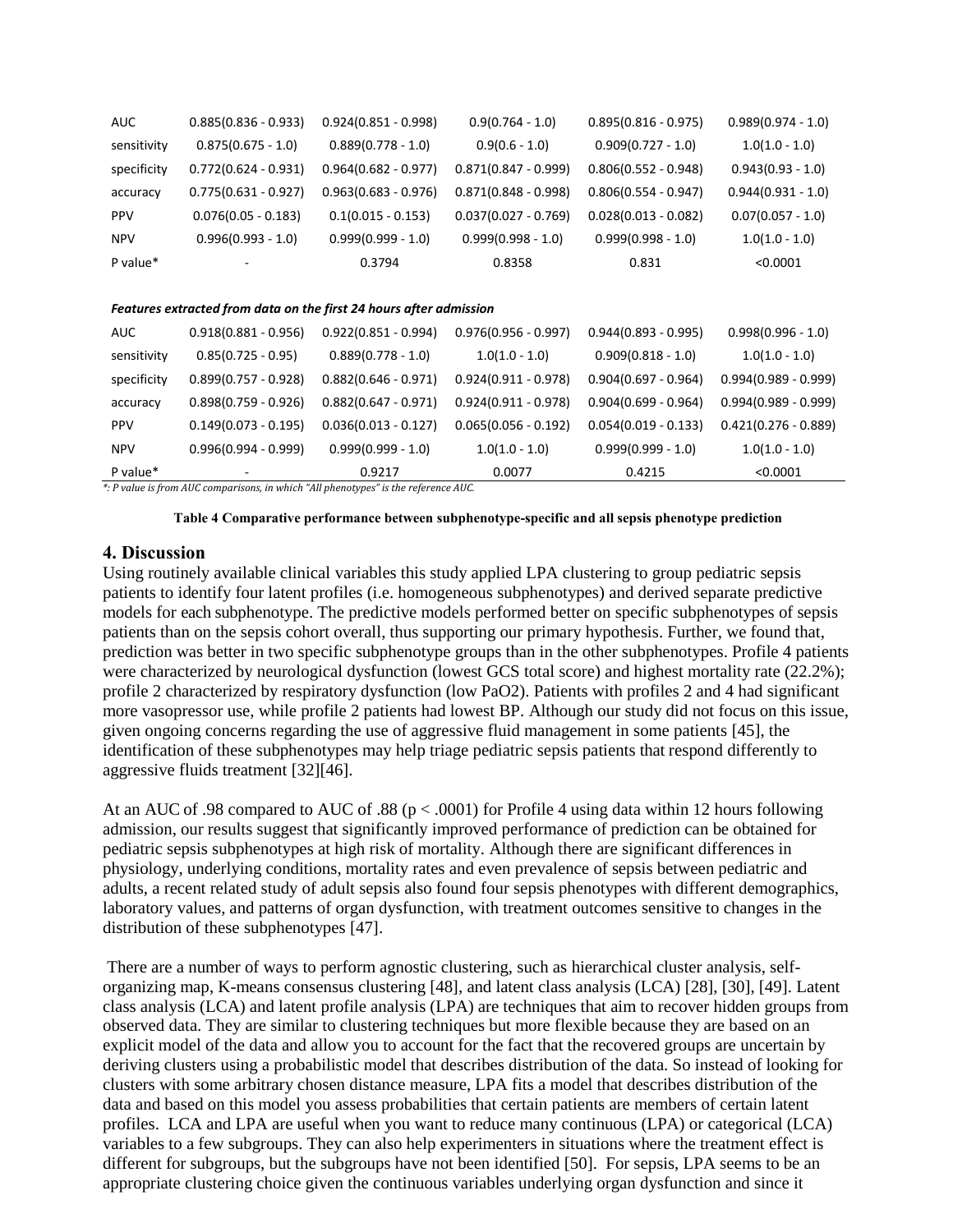|  |  |  |  |  |  |
| --- | --- | --- | --- | --- | --- |
| AUC | 0.885(0.836 - 0.933) | 0.924(0.851 - 0.998) | 0.9(0.764 - 1.0) | 0.895(0.816 - 0.975) | 0.989(0.974 - 1.0) |
| sensitivity | 0.875(0.675 - 1.0) | 0.889(0.778 - 1.0) | 0.9(0.6 - 1.0) | 0.909(0.727 - 1.0) | 1.0(1.0 - 1.0) |
| specificity | 0.772(0.624 - 0.931) | 0.964(0.682 - 0.977) | 0.871(0.847 - 0.999) | 0.806(0.552 - 0.948) | 0.943(0.93 - 1.0) |
| accuracy | 0.775(0.631 - 0.927) | 0.963(0.683 - 0.976) | 0.871(0.848 - 0.998) | 0.806(0.554 - 0.947) | 0.944(0.931 - 1.0) |
| PPV | 0.076(0.05 - 0.183) | 0.1(0.015 - 0.153) | 0.037(0.027 - 0.769) | 0.028(0.013 - 0.082) | 0.07(0.057 - 1.0) |
| NPV | 0.996(0.993 - 1.0) | 0.999(0.999 - 1.0) | 0.999(0.998 - 1.0) | 0.999(0.998 - 1.0) | 1.0(1.0 - 1.0) |
| P value* | - | 0.3794 | 0.8358 | 0.831 | <0.0001 |
| ***Features extracted from data on the first 24 hours after admission*** |  |  |  |  |  |
| AUC | 0.918(0.881 - 0.956) | 0.922(0.851 - 0.994) | 0.976(0.956 - 0.997) | 0.944(0.893 - 0.995) | 0.998(0.996 - 1.0) |
| sensitivity | 0.85(0.725 - 0.95) | 0.889(0.778 - 1.0) | 1.0(1.0 - 1.0) | 0.909(0.818 - 1.0) | 1.0(1.0 - 1.0) |
| specificity | 0.899(0.757 - 0.928) | 0.882(0.646 - 0.971) | 0.924(0.911 - 0.978) | 0.904(0.697 - 0.964) | 0.994(0.989 - 0.999) |
| accuracy | 0.898(0.759 - 0.926) | 0.882(0.647 - 0.971) | 0.924(0.911 - 0.978) | 0.904(0.699 - 0.964) | 0.994(0.989 - 0.999) |
| PPV | 0.149(0.073 - 0.195) | 0.036(0.013 - 0.127) | 0.065(0.056 - 0.192) | 0.054(0.019 - 0.133) | 0.421(0.276 - 0.889) |
| NPV | 0.996(0.994 - 0.999) | 0.999(0.999 - 1.0) | 1.0(1.0 - 1.0) | 0.999(0.999 - 1.0) | 1.0(1.0 - 1.0) |
| P value* | - | 0.9217 | 0.0077 | 0.4215 | <0.0001 |

*\*: P value is from AUC comparisons, in which "All phenotypes" is the reference AUC.*

**Table 4 Comparative performance between subphenotype-specific and all sepsis phenotype prediction**

## 4. Discussion

Using routinely available clinical variables this study applied LPA clustering to group pediatric sepsis patients to identify four latent profiles (i.e. homogeneous subphenotypes) and derived separate predictive models for each subphenotype. The predictive models performed better on specific subphenotypes of sepsis patients than on the sepsis cohort overall, thus supporting our primary hypothesis. Further, we found that, prediction was better in two specific subphenotype groups than in the other subphenotypes. Profile 4 patients were characterized by neurological dysfunction (lowest GCS total score) and highest mortality rate (22.2%); profile 2 characterized by respiratory dysfunction (low PaO2). Patients with profiles 2 and 4 had significant more vasopressor use, while profile 2 patients had lowest BP. Although our study did not focus on this issue, given ongoing concerns regarding the use of aggressive fluid management in some patients [45], the identification of these subphenotypes may help triage pediatric sepsis patients that respond differently to aggressive fluids treatment [32][46].

At an AUC of .98 compared to AUC of .88 ($p < .0001$) for Profile 4 using data within 12 hours following admission, our results suggest that significantly improved performance of prediction can be obtained for pediatric sepsis subphenotypes at high risk of mortality. Although there are significant differences in physiology, underlying conditions, mortality rates and even prevalence of sepsis between pediatric and adults, a recent related study of adult sepsis also found four sepsis phenotypes with different demographics, laboratory values, and patterns of organ dysfunction, with treatment outcomes sensitive to changes in the distribution of these subphenotypes [47].

There are a number of ways to perform agnostic clustering, such as hierarchical cluster analysis, self-organizing map, K-means consensus clustering [48], and latent class analysis (LCA) [28], [30], [49]. Latent class analysis (LCA) and latent profile analysis (LPA) are techniques that aim to recover hidden groups from observed data. They are similar to clustering techniques but more flexible because they are based on an explicit model of the data and allow you to account for the fact that the recovered groups are uncertain by deriving clusters using a probabilistic model that describes distribution of the data. So instead of looking for clusters with some arbitrary chosen distance measure, LPA fits a model that describes distribution of the data and based on this model you assess probabilities that certain patients are members of certain latent profiles. LCA and LPA are useful when you want to reduce many continuous (LPA) or categorical (LCA) variables to a few subgroups. They can also help experimenters in situations where the treatment effect is different for subgroups, but the subgroups have not been identified [50]. For sepsis, LPA seems to be an appropriate clustering choice given the continuous variables underlying organ dysfunction and since it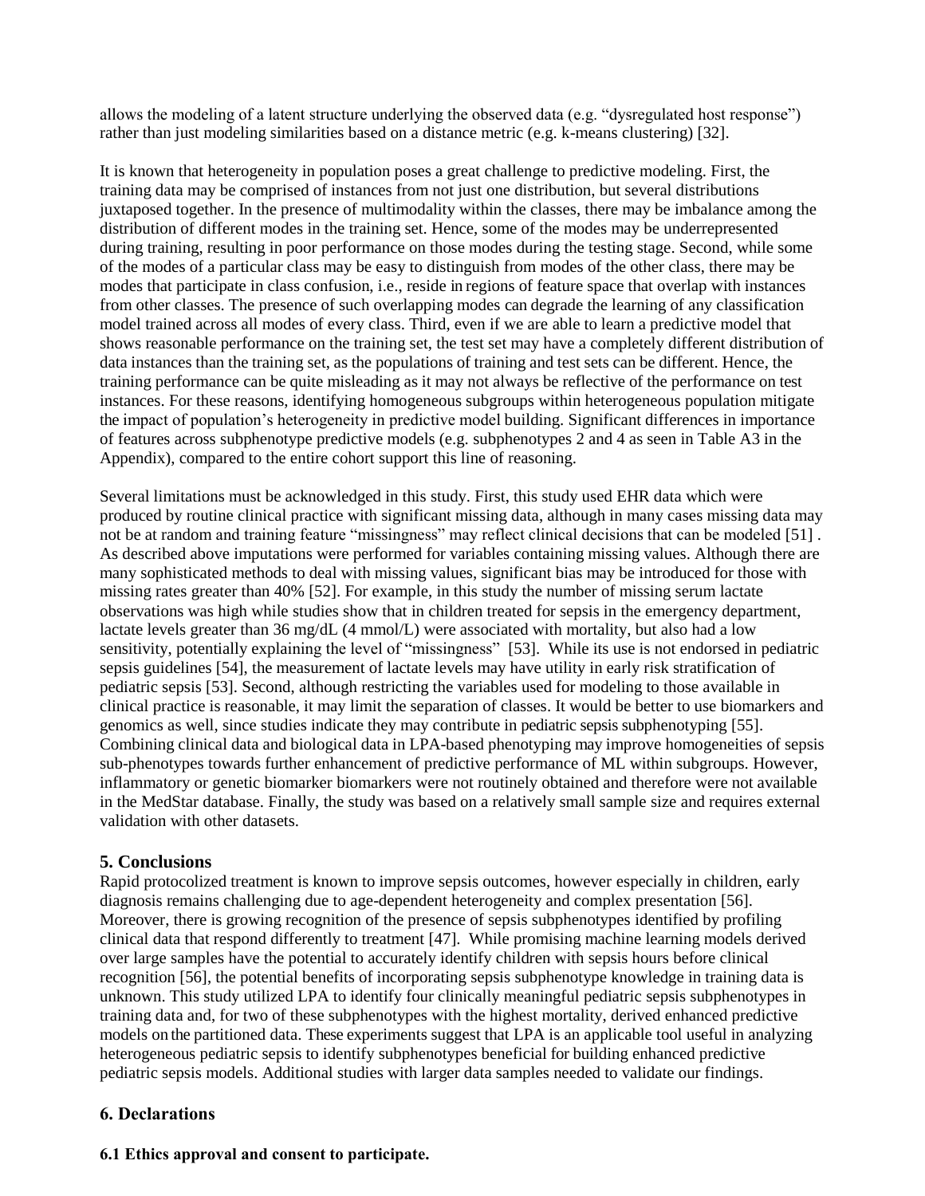allows the modeling of a latent structure underlying the observed data (e.g. "dysregulated host response") rather than just modeling similarities based on a distance metric (e.g. k-means clustering) [32].

It is known that heterogeneity in population poses a great challenge to predictive modeling. First, the training data may be comprised of instances from not just one distribution, but several distributions juxtaposed together. In the presence of multimodality within the classes, there may be imbalance among the distribution of different modes in the training set. Hence, some of the modes may be underrepresented during training, resulting in poor performance on those modes during the testing stage. Second, while some of the modes of a particular class may be easy to distinguish from modes of the other class, there may be modes that participate in class confusion, i.e., reside in regions of feature space that overlap with instances from other classes. The presence of such overlapping modes can degrade the learning of any classification model trained across all modes of every class. Third, even if we are able to learn a predictive model that shows reasonable performance on the training set, the test set may have a completely different distribution of data instances than the training set, as the populations of training and test sets can be different. Hence, the training performance can be quite misleading as it may not always be reflective of the performance on test instances. For these reasons, identifying homogeneous subgroups within heterogeneous population mitigate the impact of population's heterogeneity in predictive model building. Significant differences in importance of features across subphenotype predictive models (e.g. subphenotypes 2 and 4 as seen in Table A3 in the Appendix), compared to the entire cohort support this line of reasoning.

Several limitations must be acknowledged in this study. First, this study used EHR data which were produced by routine clinical practice with significant missing data, although in many cases missing data may not be at random and training feature "missingness" may reflect clinical decisions that can be modeled [51] . As described above imputations were performed for variables containing missing values. Although there are many sophisticated methods to deal with missing values, significant bias may be introduced for those with missing rates greater than 40% [52]. For example, in this study the number of missing serum lactate observations was high while studies show that in children treated for sepsis in the emergency department, lactate levels greater than 36 mg/dL (4 mmol/L) were associated with mortality, but also had a low sensitivity, potentially explaining the level of "missingness" [53]. While its use is not endorsed in pediatric sepsis guidelines [54], the measurement of lactate levels may have utility in early risk stratification of pediatric sepsis [53]. Second, although restricting the variables used for modeling to those available in clinical practice is reasonable, it may limit the separation of classes. It would be better to use biomarkers and genomics as well, since studies indicate they may contribute in pediatric sepsis subphenotyping [55]. Combining clinical data and biological data in LPA-based phenotyping may improve homogeneities of sepsis sub-phenotypes towards further enhancement of predictive performance of ML within subgroups. However, inflammatory or genetic biomarker biomarkers were not routinely obtained and therefore were not available in the MedStar database. Finally, the study was based on a relatively small sample size and requires external validation with other datasets.

## 5. Conclusions

Rapid protocolized treatment is known to improve sepsis outcomes, however especially in children, early diagnosis remains challenging due to age-dependent heterogeneity and complex presentation [56]. Moreover, there is growing recognition of the presence of sepsis subphenotypes identified by profiling clinical data that respond differently to treatment [47]. While promising machine learning models derived over large samples have the potential to accurately identify children with sepsis hours before clinical recognition [56], the potential benefits of incorporating sepsis subphenotype knowledge in training data is unknown. This study utilized LPA to identify four clinically meaningful pediatric sepsis subphenotypes in training data and, for two of these subphenotypes with the highest mortality, derived enhanced predictive models on the partitioned data. These experiments suggest that LPA is an applicable tool useful in analyzing heterogeneous pediatric sepsis to identify subphenotypes beneficial for building enhanced predictive pediatric sepsis models. Additional studies with larger data samples needed to validate our findings.

## 6. Declarations

### 6.1 Ethics approval and consent to participate.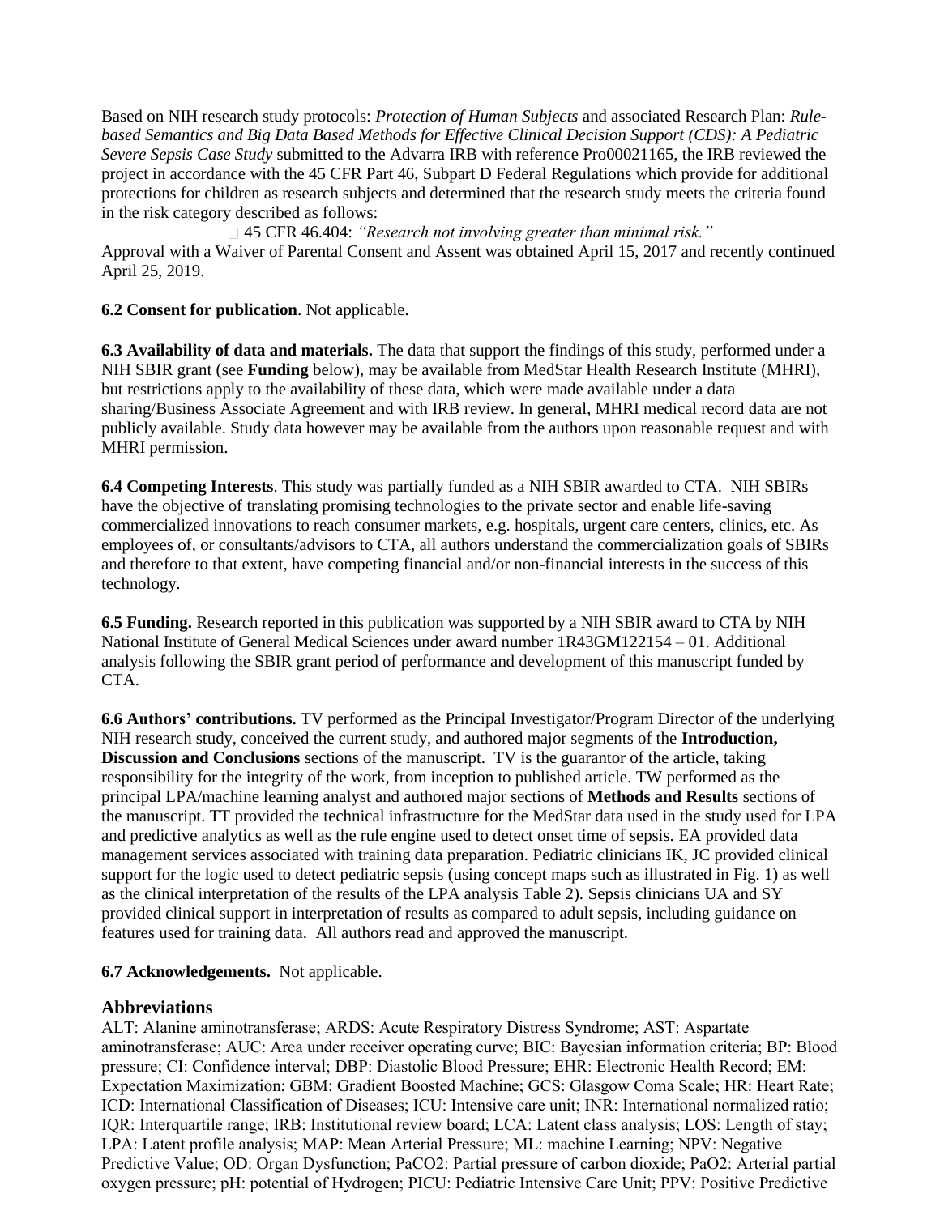Based on NIH research study protocols: *Protection of Human Subjects* and associated Research Plan: *Rule-based Semantics and Big Data Based Methods for Effective Clinical Decision Support (CDS): A Pediatric Severe Sepsis Case Study* submitted to the Advarra IRB with reference Pro00021165, the IRB reviewed the project in accordance with the 45 CFR Part 46, Subpart D Federal Regulations which provide for additional protections for children as research subjects and determined that the research study meets the criteria found in the risk category described as follows:

- 45 CFR 46.404: *"Research not involving greater than minimal risk."*

Approval with a Waiver of Parental Consent and Assent was obtained April 15, 2017 and recently continued April 25, 2019.

**6.2 Consent for publication**. Not applicable.

**6.3 Availability of data and materials.** The data that support the findings of this study, performed under a NIH SBIR grant (see **Funding** below), may be available from MedStar Health Research Institute (MHRI), but restrictions apply to the availability of these data, which were made available under a data sharing/Business Associate Agreement and with IRB review. In general, MHRI medical record data are not publicly available. Study data however may be available from the authors upon reasonable request and with MHRI permission.

**6.4 Competing Interests**. This study was partially funded as a NIH SBIR awarded to CTA. NIH SBIRs have the objective of translating promising technologies to the private sector and enable life-saving commercialized innovations to reach consumer markets, e.g. hospitals, urgent care centers, clinics, etc. As employees of, or consultants/advisors to CTA, all authors understand the commercialization goals of SBIRs and therefore to that extent, have competing financial and/or non-financial interests in the success of this technology.

**6.5 Funding.** Research reported in this publication was supported by a NIH SBIR award to CTA by NIH National Institute of General Medical Sciences under award number 1R43GM122154 – 01. Additional analysis following the SBIR grant period of performance and development of this manuscript funded by CTA.

**6.6 Authors' contributions.** TV performed as the Principal Investigator/Program Director of the underlying NIH research study, conceived the current study, and authored major segments of the **Introduction, Discussion and Conclusions** sections of the manuscript. TV is the guarantor of the article, taking responsibility for the integrity of the work, from inception to published article. TW performed as the principal LPA/machine learning analyst and authored major sections of **Methods and Results** sections of the manuscript. TT provided the technical infrastructure for the MedStar data used in the study used for LPA and predictive analytics as well as the rule engine used to detect onset time of sepsis. EA provided data management services associated with training data preparation. Pediatric clinicians IK, JC provided clinical support for the logic used to detect pediatric sepsis (using concept maps such as illustrated in Fig. 1) as well as the clinical interpretation of the results of the LPA analysis Table 2). Sepsis clinicians UA and SY provided clinical support in interpretation of results as compared to adult sepsis, including guidance on features used for training data. All authors read and approved the manuscript.

**6.7 Acknowledgements.** Not applicable.

## Abbreviations

ALT: Alanine aminotransferase; ARDS: Acute Respiratory Distress Syndrome; AST: Aspartate aminotransferase; AUC: Area under receiver operating curve; BIC: Bayesian information criteria; BP: Blood pressure; CI: Confidence interval; DBP: Diastolic Blood Pressure; EHR: Electronic Health Record; EM: Expectation Maximization; GBM: Gradient Boosted Machine; GCS: Glasgow Coma Scale; HR: Heart Rate; ICD: International Classification of Diseases; ICU: Intensive care unit; INR: International normalized ratio; IQR: Interquartile range; IRB: Institutional review board; LCA: Latent class analysis; LOS: Length of stay; LPA: Latent profile analysis; MAP: Mean Arterial Pressure; ML: machine Learning; NPV: Negative Predictive Value; OD: Organ Dysfunction; PaCO2: Partial pressure of carbon dioxide; PaO2: Arterial partial oxygen pressure; pH: potential of Hydrogen; PICU: Pediatric Intensive Care Unit; PPV: Positive Predictive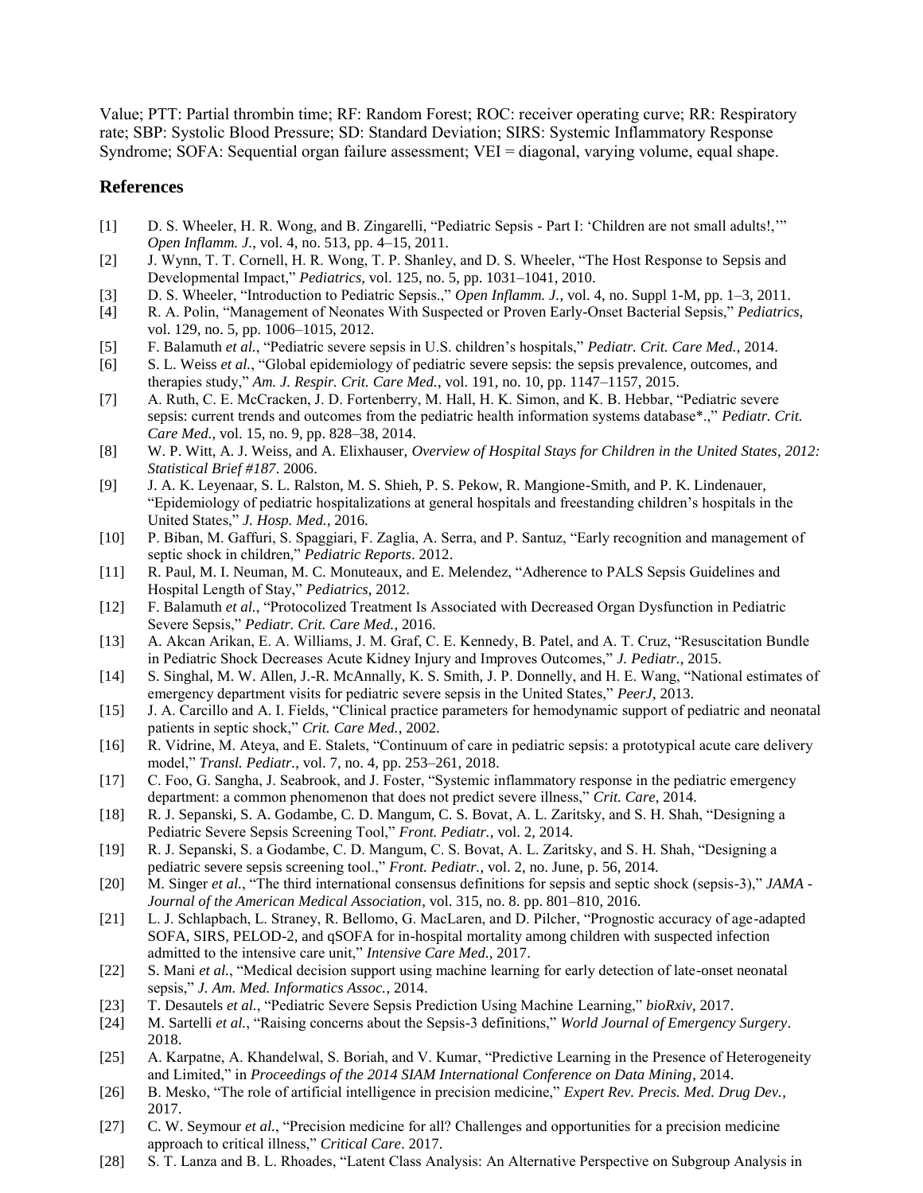Value; PTT: Partial thrombin time; RF: Random Forest; ROC: receiver operating curve; RR: Respiratory rate; SBP: Systolic Blood Pressure; SD: Standard Deviation; SIRS: Systemic Inflammatory Response Syndrome; SOFA: Sequential organ failure assessment; VEI = diagonal, varying volume, equal shape.

## References

[1] D. S. Wheeler, H. R. Wong, and B. Zingarelli, "Pediatric Sepsis - Part I: 'Children are not small adults!,'" *Open Inflamm. J.*, vol. 4, no. 513, pp. 4–15, 2011.

[2] J. Wynn, T. T. Cornell, H. R. Wong, T. P. Shanley, and D. S. Wheeler, "The Host Response to Sepsis and Developmental Impact," *Pediatrics*, vol. 125, no. 5, pp. 1031–1041, 2010.

[3] D. S. Wheeler, "Introduction to Pediatric Sepsis.," *Open Inflamm. J.*, vol. 4, no. Suppl 1-M, pp. 1–3, 2011.

[4] R. A. Polin, "Management of Neonates With Suspected or Proven Early-Onset Bacterial Sepsis," *Pediatrics*, vol. 129, no. 5, pp. 1006–1015, 2012.

[5] F. Balamuth *et al.*, "Pediatric severe sepsis in U.S. children's hospitals," *Pediatr. Crit. Care Med.*, 2014.

[6] S. L. Weiss *et al.*, "Global epidemiology of pediatric severe sepsis: the sepsis prevalence, outcomes, and therapies study," *Am. J. Respir. Crit. Care Med.*, vol. 191, no. 10, pp. 1147–1157, 2015.

[7] A. Ruth, C. E. McCracken, J. D. Fortenberry, M. Hall, H. K. Simon, and K. B. Hebbar, "Pediatric severe sepsis: current trends and outcomes from the pediatric health information systems database*.," *Pediatr. Crit. Care Med.*, vol. 15, no. 9, pp. 828–38, 2014.

[8] W. P. Witt, A. J. Weiss, and A. Elixhauser, *Overview of Hospital Stays for Children in the United States, 2012: Statistical Brief #187*. 2006.

[9] J. A. K. Leyenaar, S. L. Ralston, M. S. Shieh, P. S. Pekow, R. Mangione-Smith, and P. K. Lindenauer, "Epidemiology of pediatric hospitalizations at general hospitals and freestanding children's hospitals in the United States," *J. Hosp. Med.*, 2016.

[10] P. Biban, M. Gaffuri, S. Spaggiari, F. Zaglia, A. Serra, and P. Santuz, "Early recognition and management of septic shock in children," *Pediatric Reports*. 2012.

[11] R. Paul, M. I. Neuman, M. C. Monuteaux, and E. Melendez, "Adherence to PALS Sepsis Guidelines and Hospital Length of Stay," *Pediatrics*, 2012.

[12] F. Balamuth *et al.*, "Protocolized Treatment Is Associated with Decreased Organ Dysfunction in Pediatric Severe Sepsis," *Pediatr. Crit. Care Med.*, 2016.

[13] A. Akcan Arikan, E. A. Williams, J. M. Graf, C. E. Kennedy, B. Patel, and A. T. Cruz, "Resuscitation Bundle in Pediatric Shock Decreases Acute Kidney Injury and Improves Outcomes," *J. Pediatr.*, 2015.

[14] S. Singhal, M. W. Allen, J.-R. McAnnally, K. S. Smith, J. P. Donnelly, and H. E. Wang, "National estimates of emergency department visits for pediatric severe sepsis in the United States," *PeerJ*, 2013.

[15] J. A. Carcillo and A. I. Fields, "Clinical practice parameters for hemodynamic support of pediatric and neonatal patients in septic shock," *Crit. Care Med.*, 2002.

[16] R. Vidrine, M. Ateya, and E. Stalets, "Continuum of care in pediatric sepsis: a prototypical acute care delivery model," *Transl. Pediatr.*, vol. 7, no. 4, pp. 253–261, 2018.

[17] C. Foo, G. Sangha, J. Seabrook, and J. Foster, "Systemic inflammatory response in the pediatric emergency department: a common phenomenon that does not predict severe illness," *Crit. Care*, 2014.

[18] R. J. Sepanski, S. A. Godambe, C. D. Mangum, C. S. Bovat, A. L. Zaritsky, and S. H. Shah, "Designing a Pediatric Severe Sepsis Screening Tool," *Front. Pediatr.*, vol. 2, 2014.

[19] R. J. Sepanski, S. a Godambe, C. D. Mangum, C. S. Bovat, A. L. Zaritsky, and S. H. Shah, "Designing a pediatric severe sepsis screening tool.," *Front. Pediatr.*, vol. 2, no. June, p. 56, 2014.

[20] M. Singer *et al.*, "The third international consensus definitions for sepsis and septic shock (sepsis-3)," *JAMA - Journal of the American Medical Association*, vol. 315, no. 8. pp. 801–810, 2016.

[21] L. J. Schlapbach, L. Straney, R. Bellomo, G. MacLaren, and D. Pilcher, "Prognostic accuracy of age-adapted SOFA, SIRS, PELOD-2, and qSOFA for in-hospital mortality among children with suspected infection admitted to the intensive care unit," *Intensive Care Med.*, 2017.

[22] S. Mani *et al.*, "Medical decision support using machine learning for early detection of late-onset neonatal sepsis," *J. Am. Med. Informatics Assoc.*, 2014.

[23] T. Desautels *et al.*, "Pediatric Severe Sepsis Prediction Using Machine Learning," *bioRxiv*, 2017.

[24] M. Sartelli *et al.*, "Raising concerns about the Sepsis-3 definitions," *World Journal of Emergency Surgery*. 2018.

[25] A. Karpatne, A. Khandelwal, S. Boriah, and V. Kumar, "Predictive Learning in the Presence of Heterogeneity and Limited," in *Proceedings of the 2014 SIAM International Conference on Data Mining*, 2014.

[26] B. Mesko, "The role of artificial intelligence in precision medicine," *Expert Rev. Precis. Med. Drug Dev.*, 2017.

[27] C. W. Seymour *et al.*, "Precision medicine for all? Challenges and opportunities for a precision medicine approach to critical illness," *Critical Care*. 2017.

[28] S. T. Lanza and B. L. Rhoades, "Latent Class Analysis: An Alternative Perspective on Subgroup Analysis in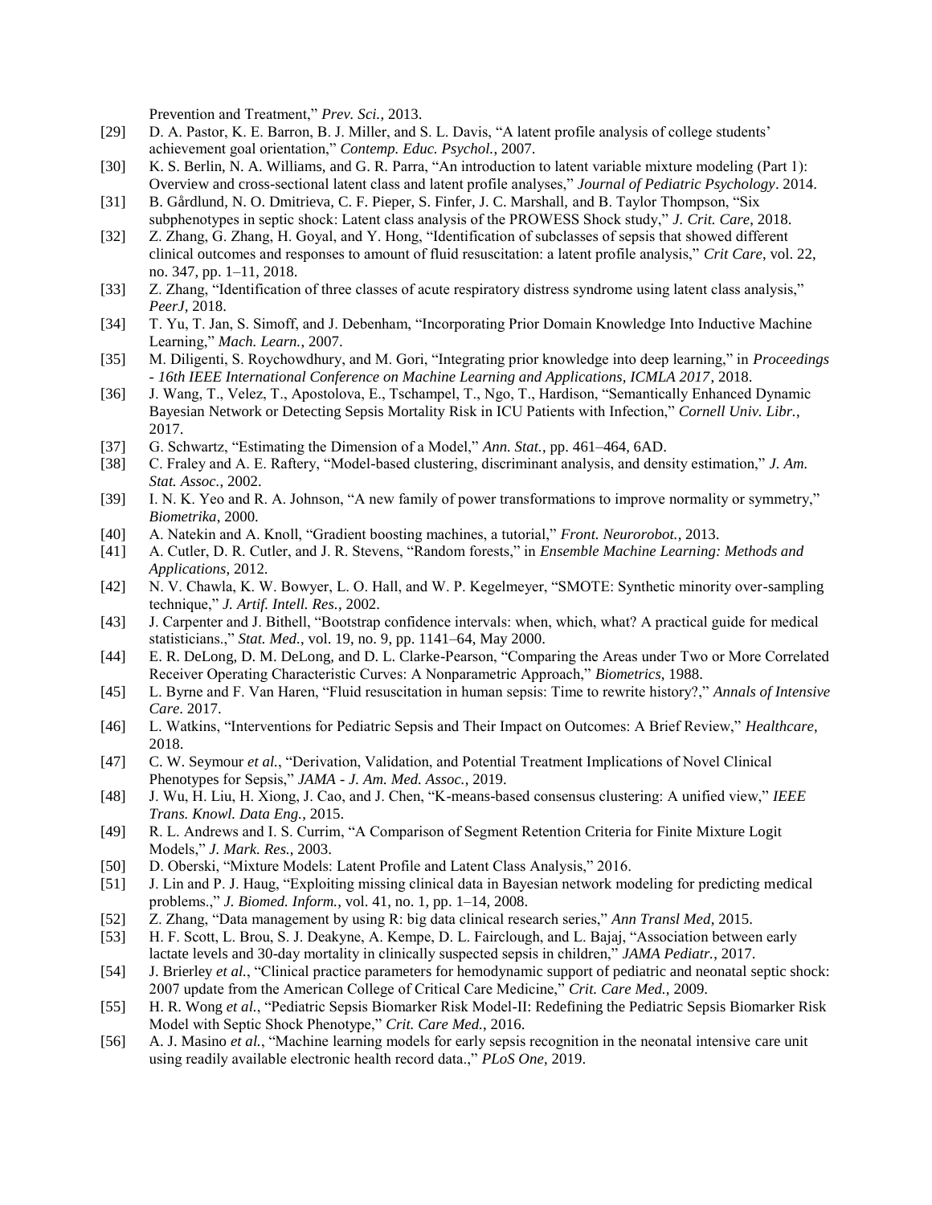Prevention and Treatment," *Prev. Sci.*, 2013.

[29] D. A. Pastor, K. E. Barron, B. J. Miller, and S. L. Davis, "A latent profile analysis of college students' achievement goal orientation," *Contemp. Educ. Psychol.*, 2007.

[30] K. S. Berlin, N. A. Williams, and G. R. Parra, "An introduction to latent variable mixture modeling (Part 1): Overview and cross-sectional latent class and latent profile analyses," *Journal of Pediatric Psychology*. 2014.

[31] B. Gårdlund, N. O. Dmitrieva, C. F. Pieper, S. Finfer, J. C. Marshall, and B. Taylor Thompson, "Six subphenotypes in septic shock: Latent class analysis of the PROWESS Shock study," *J. Crit. Care*, 2018.

[32] Z. Zhang, G. Zhang, H. Goyal, and Y. Hong, "Identification of subclasses of sepsis that showed different clinical outcomes and responses to amount of fluid resuscitation: a latent profile analysis," *Crit Care*, vol. 22, no. 347, pp. 1–11, 2018.

[33] Z. Zhang, "Identification of three classes of acute respiratory distress syndrome using latent class analysis," *PeerJ*, 2018.

[34] T. Yu, T. Jan, S. Simoff, and J. Debenham, "Incorporating Prior Domain Knowledge Into Inductive Machine Learning," *Mach. Learn.*, 2007.

[35] M. Diligenti, S. Roychowdhury, and M. Gori, "Integrating prior knowledge into deep learning," in *Proceedings - 16th IEEE International Conference on Machine Learning and Applications, ICMLA 2017*, 2018.

[36] J. Wang, T., Velez, T., Apostolova, E., Tschampel, T., Ngo, T., Hardison, "Semantically Enhanced Dynamic Bayesian Network or Detecting Sepsis Mortality Risk in ICU Patients with Infection," *Cornell Univ. Libr.*, 2017.

[37] G. Schwartz, "Estimating the Dimension of a Model," *Ann. Stat.*, pp. 461–464, 6AD.

[38] C. Fraley and A. E. Raftery, "Model-based clustering, discriminant analysis, and density estimation," *J. Am. Stat. Assoc.*, 2002.

[39] I. N. K. Yeo and R. A. Johnson, "A new family of power transformations to improve normality or symmetry," *Biometrika*, 2000.

[40] A. Natekin and A. Knoll, "Gradient boosting machines, a tutorial," *Front. Neurorobot.*, 2013.

[41] A. Cutler, D. R. Cutler, and J. R. Stevens, "Random forests," in *Ensemble Machine Learning: Methods and Applications*, 2012.

[42] N. V. Chawla, K. W. Bowyer, L. O. Hall, and W. P. Kegelmeyer, "SMOTE: Synthetic minority over-sampling technique," *J. Artif. Intell. Res.*, 2002.

[43] J. Carpenter and J. Bithell, "Bootstrap confidence intervals: when, which, what? A practical guide for medical statisticians.," *Stat. Med.*, vol. 19, no. 9, pp. 1141–64, May 2000.

[44] E. R. DeLong, D. M. DeLong, and D. L. Clarke-Pearson, "Comparing the Areas under Two or More Correlated Receiver Operating Characteristic Curves: A Nonparametric Approach," *Biometrics*, 1988.

[45] L. Byrne and F. Van Haren, "Fluid resuscitation in human sepsis: Time to rewrite history?," *Annals of Intensive Care*. 2017.

[46] L. Watkins, "Interventions for Pediatric Sepsis and Their Impact on Outcomes: A Brief Review," *Healthcare*, 2018.

[47] C. W. Seymour *et al.*, "Derivation, Validation, and Potential Treatment Implications of Novel Clinical Phenotypes for Sepsis," *JAMA - J. Am. Med. Assoc.*, 2019.

[48] J. Wu, H. Liu, H. Xiong, J. Cao, and J. Chen, "K-means-based consensus clustering: A unified view," *IEEE Trans. Knowl. Data Eng.*, 2015.

[49] R. L. Andrews and I. S. Currim, "A Comparison of Segment Retention Criteria for Finite Mixture Logit Models," *J. Mark. Res.*, 2003.

[50] D. Oberski, "Mixture Models: Latent Profile and Latent Class Analysis," 2016.

[51] J. Lin and P. J. Haug, "Exploiting missing clinical data in Bayesian network modeling for predicting medical problems.," *J. Biomed. Inform.*, vol. 41, no. 1, pp. 1–14, 2008.

[52] Z. Zhang, "Data management by using R: big data clinical research series," *Ann Transl Med*, 2015.

[53] H. F. Scott, L. Brou, S. J. Deakyne, A. Kempe, D. L. Fairclough, and L. Bajaj, "Association between early lactate levels and 30-day mortality in clinically suspected sepsis in children," *JAMA Pediatr.*, 2017.

[54] J. Brierley *et al.*, "Clinical practice parameters for hemodynamic support of pediatric and neonatal septic shock: 2007 update from the American College of Critical Care Medicine," *Crit. Care Med.*, 2009.

[55] H. R. Wong *et al.*, "Pediatric Sepsis Biomarker Risk Model-II: Redefining the Pediatric Sepsis Biomarker Risk Model with Septic Shock Phenotype," *Crit. Care Med.*, 2016.

[56] A. J. Masino *et al.*, "Machine learning models for early sepsis recognition in the neonatal intensive care unit using readily available electronic health record data.," *PLoS One*, 2019.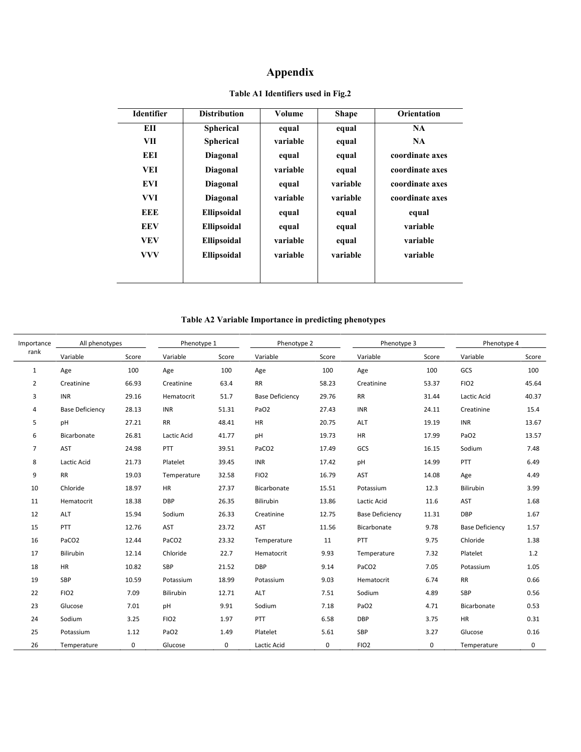# Appendix

**Table A1 Identifiers used in Fig.2**

| Identifier | Distribution | Volume | Shape | Orientation |
|---|---|---|---|---|
| EII | Spherical | equal | equal | NA |
| VII | Spherical | variable | equal | NA |
| EEI | Diagonal | equal | equal | coordinate axes |
| VEI | Diagonal | variable | equal | coordinate axes |
| EVI | Diagonal | equal | variable | coordinate axes |
| VVI | Diagonal | variable | variable | coordinate axes |
| EEE | Ellipsoidal | equal | equal | equal |
| EEV | Ellipsoidal | equal | equal | variable |
| VEV | Ellipsoidal | variable | equal | variable |
| VVV | Ellipsoidal | variable | variable | variable |

**Table A2 Variable Importance in predicting phenotypes**

| Importance rank | All phenotypes | | Phenotype 1 | | Phenotype 2 | | Phenotype 3 | | Phenotype 4 | |
|---|---|---|---|---|---|---|---|---|---|---|
| | Variable | Score | Variable | Score | Variable | Score | Variable | Score | Variable | Score |
| 1 | Age | 100 | Age | 100 | Age | 100 | Age | 100 | GCS | 100 |
| 2 | Creatinine | 66.93 | Creatinine | 63.4 | RR | 58.23 | Creatinine | 53.37 | FIO2 | 45.64 |
| 3 | INR | 29.16 | Hematocrit | 51.7 | Base Deficiency | 29.76 | RR | 31.44 | Lactic Acid | 40.37 |
| 4 | Base Deficiency | 28.13 | INR | 51.31 | PaO2 | 27.43 | INR | 24.11 | Creatinine | 15.4 |
| 5 | pH | 27.21 | RR | 48.41 | HR | 20.75 | ALT | 19.19 | INR | 13.67 |
| 6 | Bicarbonate | 26.81 | Lactic Acid | 41.77 | pH | 19.73 | HR | 17.99 | PaO2 | 13.57 |
| 7 | AST | 24.98 | PTT | 39.51 | PaCO2 | 17.49 | GCS | 16.15 | Sodium | 7.48 |
| 8 | Lactic Acid | 21.73 | Platelet | 39.45 | INR | 17.42 | pH | 14.99 | PTT | 6.49 |
| 9 | RR | 19.03 | Temperature | 32.58 | FIO2 | 16.79 | AST | 14.08 | Age | 4.49 |
| 10 | Chloride | 18.97 | HR | 27.37 | Bicarbonate | 15.51 | Potassium | 12.3 | Bilirubin | 3.99 |
| 11 | Hematocrit | 18.38 | DBP | 26.35 | Bilirubin | 13.86 | Lactic Acid | 11.6 | AST | 1.68 |
| 12 | ALT | 15.94 | Sodium | 26.33 | Creatinine | 12.75 | Base Deficiency | 11.31 | DBP | 1.67 |
| 15 | PTT | 12.76 | AST | 23.72 | AST | 11.56 | Bicarbonate | 9.78 | Base Deficiency | 1.57 |
| 16 | PaCO2 | 12.44 | PaCO2 | 23.32 | Temperature | 11 | PTT | 9.75 | Chloride | 1.38 |
| 17 | Bilirubin | 12.14 | Chloride | 22.7 | Hematocrit | 9.93 | Temperature | 7.32 | Platelet | 1.2 |
| 18 | HR | 10.82 | SBP | 21.52 | DBP | 9.14 | PaCO2 | 7.05 | Potassium | 1.05 |
| 19 | SBP | 10.59 | Potassium | 18.99 | Potassium | 9.03 | Hematocrit | 6.74 | RR | 0.66 |
| 22 | FIO2 | 7.09 | Bilirubin | 12.71 | ALT | 7.51 | Sodium | 4.89 | SBP | 0.56 |
| 23 | Glucose | 7.01 | pH | 9.91 | Sodium | 7.18 | PaO2 | 4.71 | Bicarbonate | 0.53 |
| 24 | Sodium | 3.25 | FIO2 | 1.97 | PTT | 6.58 | DBP | 3.75 | HR | 0.31 |
| 25 | Potassium | 1.12 | PaO2 | 1.49 | Platelet | 5.61 | SBP | 3.27 | Glucose | 0.16 |
| 26 | Temperature | 0 | Glucose | 0 | Lactic Acid | 0 | FIO2 | 0 | Temperature | 0 |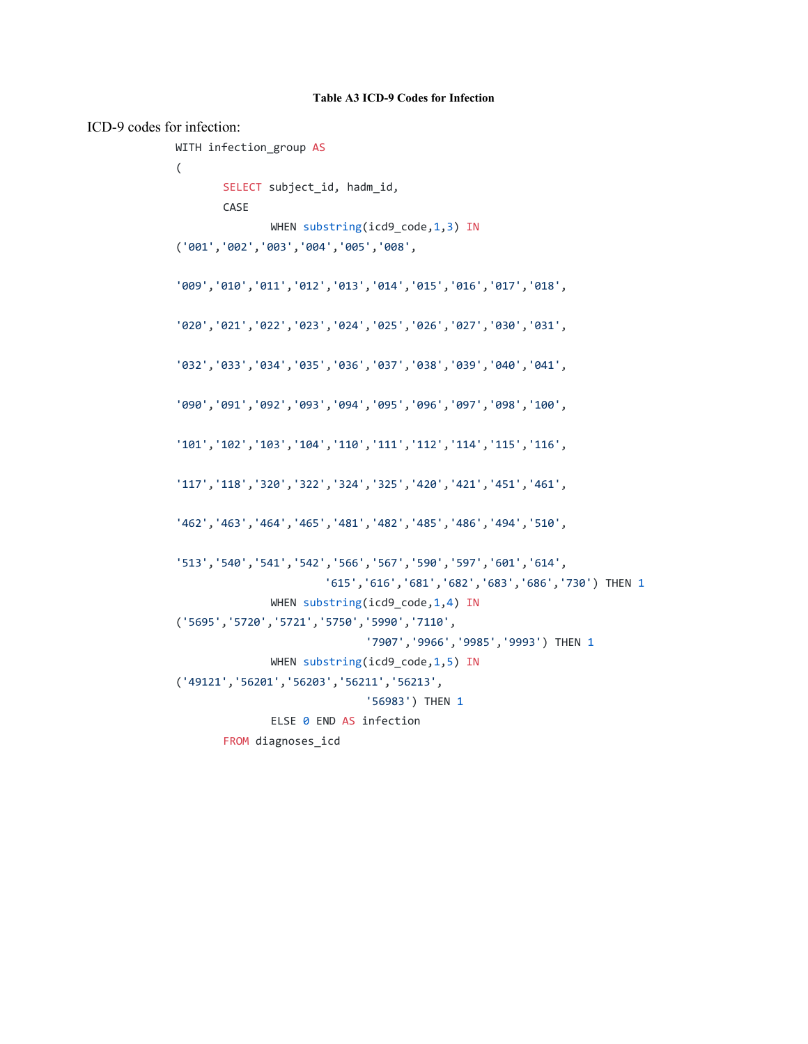**Table A3 ICD-9 Codes for Infection**

ICD-9 codes for infection:

```
WITH infection_group AS
(
        SELECT subject_id, hadm_id,
        CASE
                WHEN substring(icd9_code,1,3) IN
('001','002','003','004','005','008',
'009','010','011','012','013','014','015','016','017','018',
'020','021','022','023','024','025','026','027','030','031',
'032','033','034','035','036','037','038','039','040','041',
'090','091','092','093','094','095','096','097','098','100',
'101','102','103','104','110','111','112','114','115','116',
'117','118','320','322','324','325','420','421','451','461',
'462','463','464','465','481','482','485','486','494','510',
'513','540','541','542','566','567','590','597','601','614',
                        '615','616','681','682','683','686','730') THEN 1
                WHEN substring(icd9_code,1,4) IN
('5695','5720','5721','5750','5990','7110',
                                '7907','9966','9985','9993') THEN 1
                WHEN substring(icd9_code,1,5) IN
('49121','56201','56203','56211','56213',
                                '56983') THEN 1
                ELSE 0 END AS infection
        FROM diagnoses_icd
```